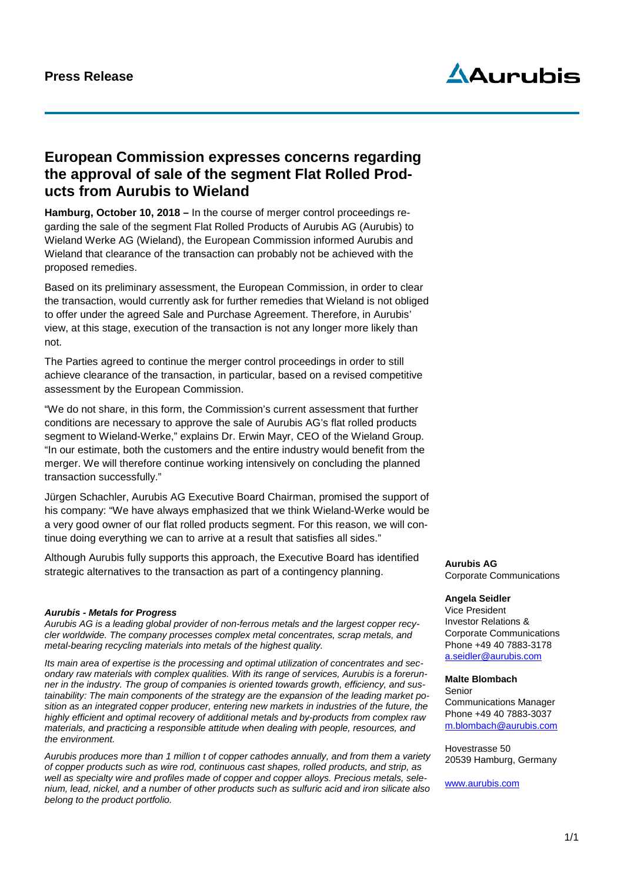# Press Release

## European Commission expresses concerns regarding the approval of sale of the segment Flat Rolled Products from Aurubis to Wieland

**Hamburg, October 10, 2018 –** In the course of merger control proceedings regarding the sale of the segment Flat Rolled Products of Aurubis AG (Aurubis) to Wieland Werke AG (Wieland), the European Commission informed Aurubis and Wieland that clearance of the transaction can probably not be achieved with the proposed remedies.

Based on its preliminary assessment, the European Commission, in order to clear the transaction, would currently ask for further remedies that Wieland is not obliged to offer under the agreed Sale and Purchase Agreement. Therefore, in Aurubis' view, at this stage, execution of the transaction is not any longer more likely than not.

The Parties agreed to continue the merger control proceedings in order to still achieve clearance of the transaction, in particular, based on a revised competitive assessment by the European Commission.

"We do not share, in this form, the Commission's current assessment that further conditions are necessary to approve the sale of Aurubis AG's flat rolled products segment to Wieland-Werke," explains Dr. Erwin Mayr, CEO of the Wieland Group. "In our estimate, both the customers and the entire industry would benefit from the merger. We will therefore continue working intensively on concluding the planned transaction successfully."

Jürgen Schachler, Aurubis AG Executive Board Chairman, promised the support of his company: "We have always emphasized that we think Wieland-Werke would be a very good owner of our flat rolled products segment. For this reason, we will continue doing everything we can to arrive at a result that satisfies all sides."

Although Aurubis fully supports this approach, the Executive Board has identified strategic alternatives to the transaction as part of a contingency planning.

***Aurubis - Metals for Progress***

*Aurubis AG is a leading global provider of non-ferrous metals and the largest copper recycler worldwide. The company processes complex metal concentrates, scrap metals, and metal-bearing recycling materials into metals of the highest quality.*

*Its main area of expertise is the processing and optimal utilization of concentrates and secondary raw materials with complex qualities. With its range of services, Aurubis is a forerunner in the industry. The group of companies is oriented towards growth, efficiency, and sustainability: The main components of the strategy are the expansion of the leading market position as an integrated copper producer, entering new markets in industries of the future, the highly efficient and optimal recovery of additional metals and by-products from complex raw materials, and practicing a responsible attitude when dealing with people, resources, and the environment.*

*Aurubis produces more than 1 million t of copper cathodes annually, and from them a variety of copper products such as wire rod, continuous cast shapes, rolled products, and strip, as well as specialty wire and profiles made of copper and copper alloys. Precious metals, selenium, lead, nickel, and a number of other products such as sulfuric acid and iron silicate also belong to the product portfolio.*

**Aurubis AG**
Corporate Communications

**Angela Seidler**
Vice President
Investor Relations &
Corporate Communications
Phone +49 40 7883-3178
a.seidler@aurubis.com

**Malte Blombach**
Senior
Communications Manager
Phone +49 40 7883-3037
m.blombach@aurubis.com

Hovestrasse 50
20539 Hamburg, Germany

www.aurubis.com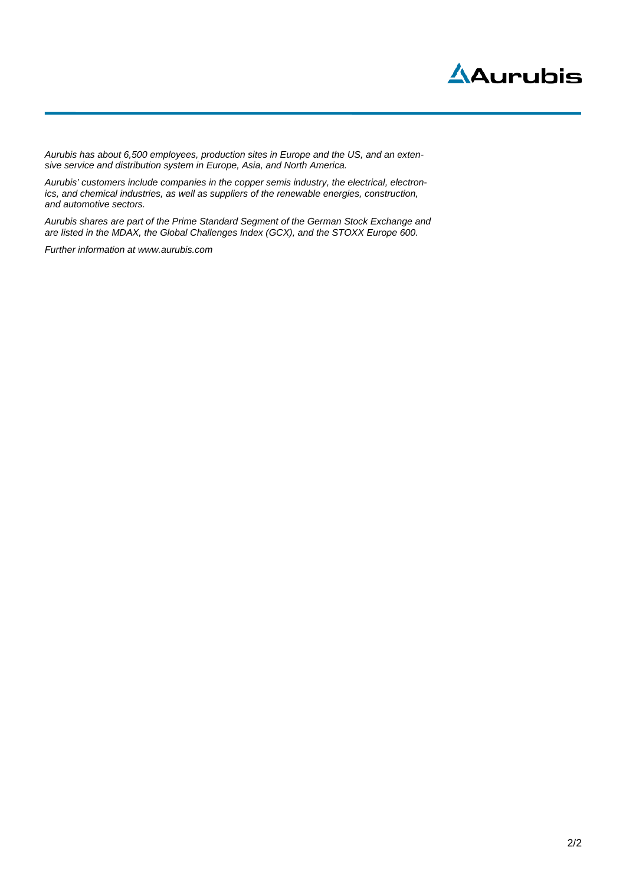*Aurubis has about 6,500 employees, production sites in Europe and the US, and an extensive service and distribution system in Europe, Asia, and North America.*

*Aurubis' customers include companies in the copper semis industry, the electrical, electronics, and chemical industries, as well as suppliers of the renewable energies, construction, and automotive sectors.*

*Aurubis shares are part of the Prime Standard Segment of the German Stock Exchange and are listed in the MDAX, the Global Challenges Index (GCX), and the STOXX Europe 600.*

*Further information at www.aurubis.com*